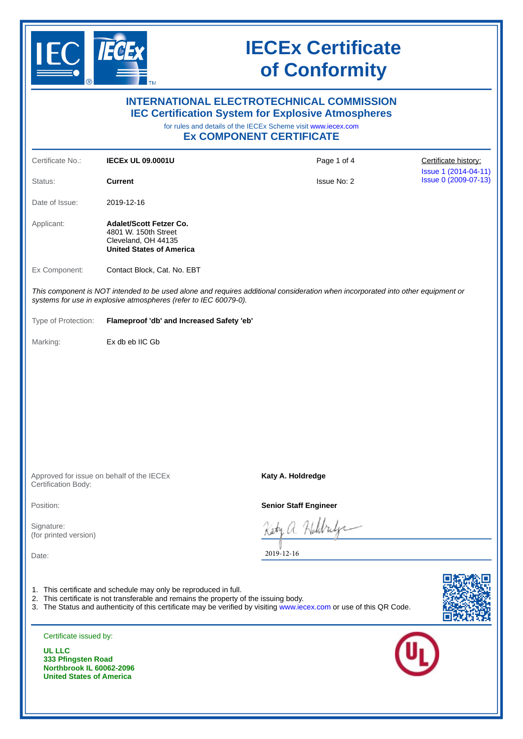# IECEx Certificate of Conformity

## INTERNATIONAL ELECTROTECHNICAL COMMISSION
## IEC Certification System for Explosive Atmospheres

for rules and details of the IECEx Scheme visit www.iecex.com

## Ex COMPONENT CERTIFICATE

| | | | |
|---|---|---|---|
| Certificate No.: | **IECEx UL 09.0001U** | Page 1 of 4 | Certificate history: |
| Status: | **Current** | Issue No: 2 | Issue 1 (2014-04-11)<br>Issue 0 (2009-07-13) |
| Date of Issue: | 2019-12-16 | | |

Applicant: **Adalet/Scott Fetzer Co.**
4801 W. 150th Street
Cleveland, OH 44135
**United States of America**

Ex Component: Contact Block, Cat. No. EBT

*This component is NOT intended to be used alone and requires additional consideration when incorporated into other equipment or systems for use in explosive atmospheres (refer to IEC 60079-0).*

Type of Protection: **Flameproof 'db' and Increased Safety 'eb'**

Marking: Ex db eb IIC Gb

Approved for issue on behalf of the IECEx Certification Body: **Katy A. Holdredge**

Position: **Senior Staff Engineer**

Signature: (for printed version)

Date: 2019-12-16

1. This certificate and schedule may only be reproduced in full.
2. This certificate is not transferable and remains the property of the issuing body.
3. The Status and authenticity of this certificate may be verified by visiting www.iecex.com or use of this QR Code.

Certificate issued by:

**UL LLC**
**333 Pfingsten Road**
**Northbrook IL 60062-2096**
**United States of America**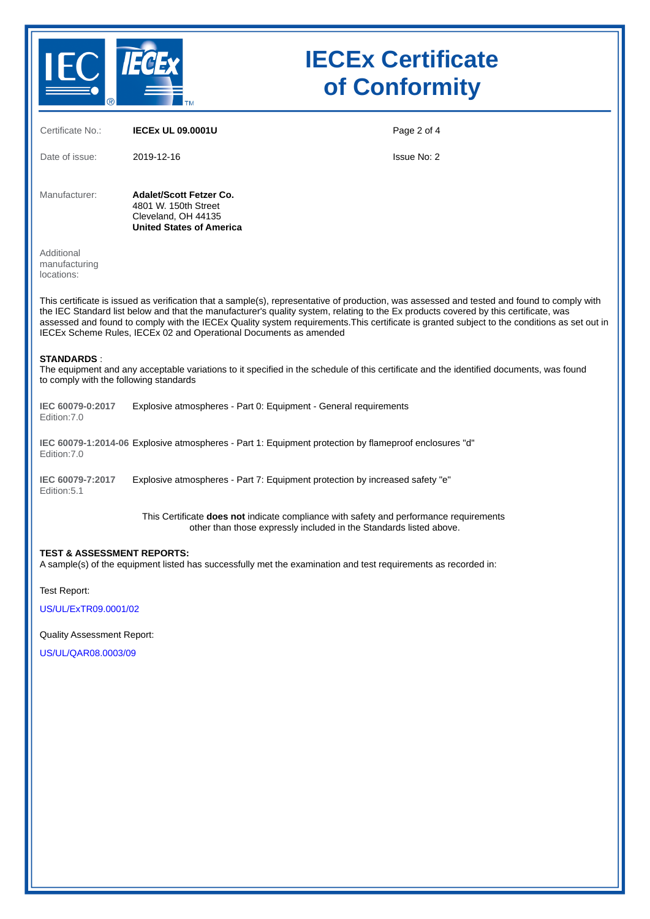# IECEx Certificate of Conformity

Certificate No.: **IECEx UL 09.0001U**

Date of issue: 2019-12-16

Issue No: 2

Manufacturer: **Adalet/Scott Fetzer Co.**
4801 W. 150th Street
Cleveland, OH 44135
**United States of America**

Additional manufacturing locations:

This certificate is issued as verification that a sample(s), representative of production, was assessed and tested and found to comply with the IEC Standard list below and that the manufacturer's quality system, relating to the Ex products covered by this certificate, was assessed and found to comply with the IECEx Quality system requirements.This certificate is granted subject to the conditions as set out in IECEx Scheme Rules, IECEx 02 and Operational Documents as amended

**STANDARDS** :
The equipment and any acceptable variations to it specified in the schedule of this certificate and the identified documents, was found to comply with the following standards

**IEC 60079-0:2017** Edition:7.0 — Explosive atmospheres - Part 0: Equipment - General requirements

**IEC 60079-1:2014-06** Edition:7.0 — Explosive atmospheres - Part 1: Equipment protection by flameproof enclosures "d"

**IEC 60079-7:2017** Edition:5.1 — Explosive atmospheres - Part 7: Equipment protection by increased safety "e"

This Certificate **does not** indicate compliance with safety and performance requirements other than those expressly included in the Standards listed above.

**TEST & ASSESSMENT REPORTS:**
A sample(s) of the equipment listed has successfully met the examination and test requirements as recorded in:

Test Report:

US/UL/ExTR09.0001/02

Quality Assessment Report:

US/UL/QAR08.0003/09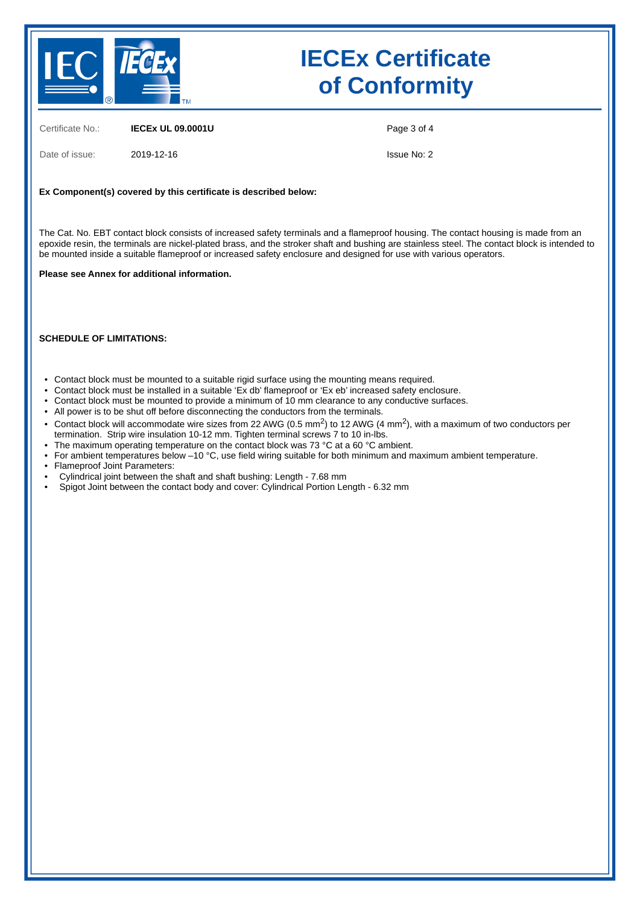# IECEx Certificate of Conformity

Certificate No.: **IECEx UL 09.0001U**

Date of issue: 2019-12-16

Issue No: 2

**Ex Component(s) covered by this certificate is described below:**

The Cat. No. EBT contact block consists of increased safety terminals and a flameproof housing. The contact housing is made from an epoxide resin, the terminals are nickel-plated brass, and the stroker shaft and bushing are stainless steel. The contact block is intended to be mounted inside a suitable flameproof or increased safety enclosure and designed for use with various operators.

**Please see Annex for additional information.**

**SCHEDULE OF LIMITATIONS:**

- Contact block must be mounted to a suitable rigid surface using the mounting means required.
- Contact block must be installed in a suitable 'Ex db' flameproof or 'Ex eb' increased safety enclosure.
- Contact block must be mounted to provide a minimum of 10 mm clearance to any conductive surfaces.
- All power is to be shut off before disconnecting the conductors from the terminals.
- Contact block will accommodate wire sizes from 22 AWG (0.5 $mm^2$) to 12 AWG (4 $mm^2$), with a maximum of two conductors per termination. Strip wire insulation 10-12 mm. Tighten terminal screws 7 to 10 in-lbs.
- The maximum operating temperature on the contact block was 73 °C at a 60 °C ambient.
- For ambient temperatures below –10 °C, use field wiring suitable for both minimum and maximum ambient temperature.
- Flameproof Joint Parameters:
- Cylindrical joint between the shaft and shaft bushing: Length - 7.68 mm
- Spigot Joint between the contact body and cover: Cylindrical Portion Length - 6.32 mm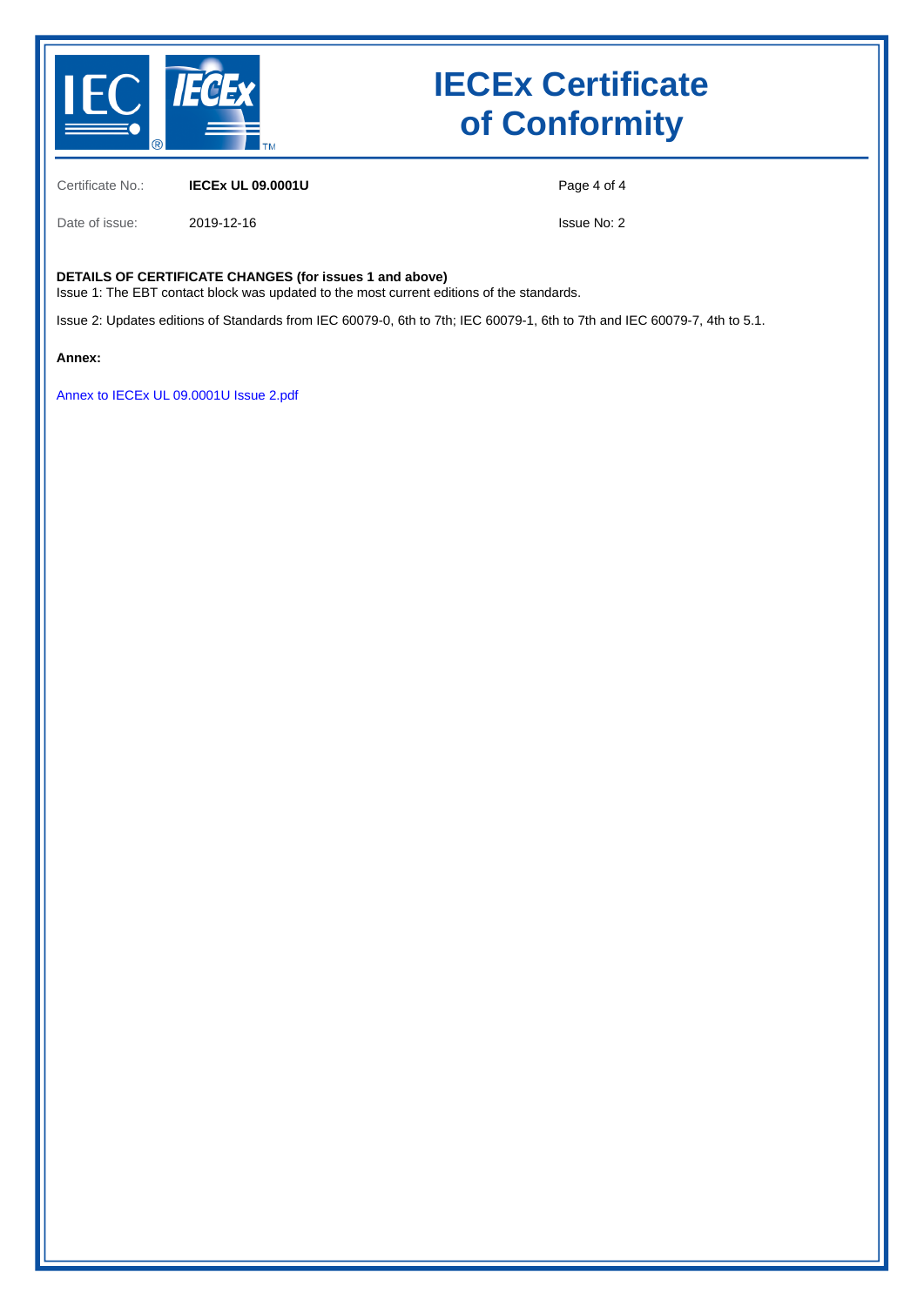# IECEx Certificate of Conformity

Certificate No.: **IECEx UL 09.0001U**

Date of issue: 2019-12-16

Issue No: 2

**DETAILS OF CERTIFICATE CHANGES (for issues 1 and above)**
Issue 1: The EBT contact block was updated to the most current editions of the standards.

Issue 2: Updates editions of Standards from IEC 60079-0, 6th to 7th; IEC 60079-1, 6th to 7th and IEC 60079-7, 4th to 5.1.

**Annex:**

Annex to IECEx UL 09.0001U Issue 2.pdf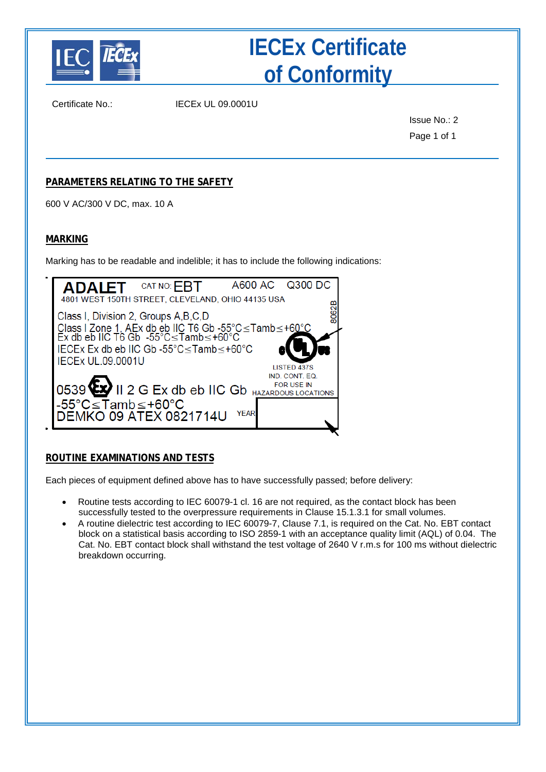# IECEx Certificate of Conformity

Certificate No.: IECEx UL 09.0001U

Issue No.: 2

## PARAMETERS RELATING TO THE SAFETY

600 V AC/300 V DC, max. 10 A

## MARKING

Marking has to be readable and indelible; it has to include the following indications:

ADALET CAT NO: EBT A600 AC Q300 DC
4801 WEST 150TH STREET, CLEVELAND, OHIO 44135 USA
8062B
Class I, Division 2, Groups A,B,C,D
Class I Zone 1, AEx db eb IIC T6 Gb -55°C≤Tamb≤+60°C
Ex db eb IIC T6 Gb -55°C≤Tamb≤+60°C
IECEx Ex db eb IIC Gb -55°C≤Tamb≤+60°C
IECEx UL.09.0001U
LISTED 437S
IND. CONT. EQ.
FOR USE IN
HAZARDOUS LOCATIONS
0539 Ex II 2 G Ex db eb IIC Gb
-55°C≤Tamb≤+60°C
DEMKO 09 ATEX 0821714U YEAR

## ROUTINE EXAMINATIONS AND TESTS

Each pieces of equipment defined above has to have successfully passed; before delivery:

- Routine tests according to IEC 60079-1 cl. 16 are not required, as the contact block has been successfully tested to the overpressure requirements in Clause 15.1.3.1 for small volumes.
- A routine dielectric test according to IEC 60079-7, Clause 7.1, is required on the Cat. No. EBT contact block on a statistical basis according to ISO 2859-1 with an acceptance quality limit (AQL) of 0.04. The Cat. No. EBT contact block shall withstand the test voltage of 2640 V r.m.s for 100 ms without dielectric breakdown occurring.